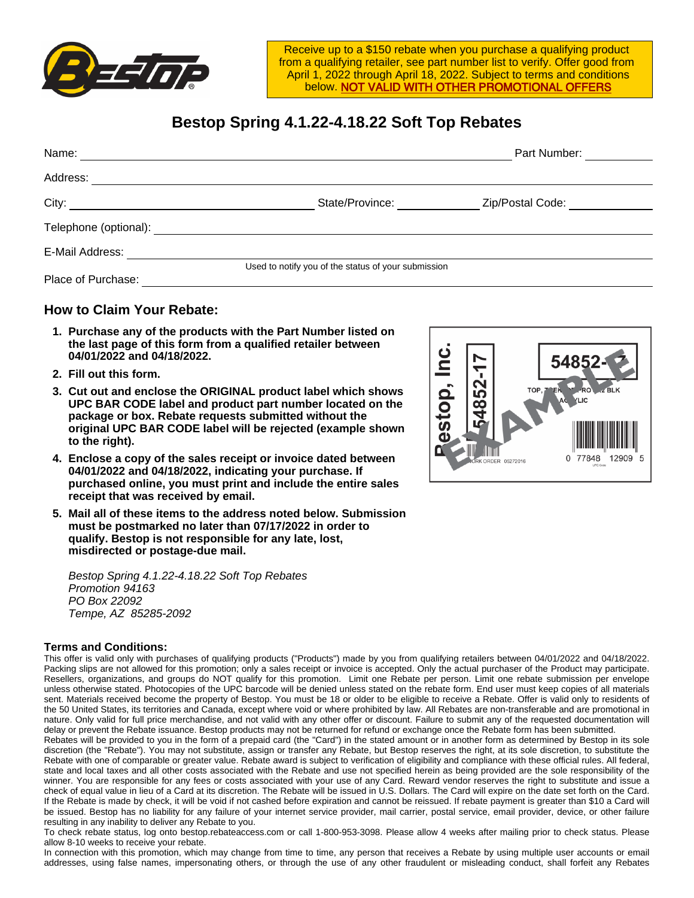Receive up to a $150 rebate when you purchase a qualifying product from a qualifying retailer, see part number list to verify. Offer good from April 1, 2022 through April 18, 2022. Subject to terms and conditions below. NOT VALID WITH OTHER PROMOTIONAL OFFERS

# Bestop Spring 4.1.22-4.18.22 Soft Top Rebates

Name: ______________________ Part Number: ____________

Address: ______________________

City: ______________ State/Province: __________ Zip/Postal Code: __________

Telephone (optional): ______________________

E-Mail Address: ______________________
Used to notify you of the status of your submission

Place of Purchase: ______________________

## How to Claim Your Rebate:

1. **Purchase any of the products with the Part Number listed on the last page of this form from a qualified retailer between 04/01/2022 and 04/18/2022.**
2. **Fill out this form.**
3. **Cut out and enclose the ORIGINAL product label which shows UPC BAR CODE label and product part number located on the package or box. Rebate requests submitted without the original UPC BAR CODE label will be rejected (example shown to the right).**
4. **Enclose a copy of the sales receipt or invoice dated between 04/01/2022 and 04/18/2022, indicating your purchase. If purchased online, you must print and include the entire sales receipt that was received by email.**
5. **Mail all of these items to the address noted below. Submission must be postmarked no later than 07/17/2022 in order to qualify. Bestop is not responsible for any late, lost, misdirected or postage-due mail.**

*Bestop Spring 4.1.22-4.18.22 Soft Top Rebates*
*Promotion 94163*
*PO Box 22092*
*Tempe, AZ 85285-2092*

### Terms and Conditions:

This offer is valid only with purchases of qualifying products ("Products") made by you from qualifying retailers between 04/01/2022 and 04/18/2022. Packing slips are not allowed for this promotion; only a sales receipt or invoice is accepted. Only the actual purchaser of the Product may participate. Resellers, organizations, and groups do NOT qualify for this promotion. Limit one Rebate per person. Limit one rebate submission per envelope unless otherwise stated. Photocopies of the UPC barcode will be denied unless stated on the rebate form. End user must keep copies of all materials sent. Materials received become the property of Bestop. You must be 18 or older to be eligible to receive a Rebate. Offer is valid only to residents of the 50 United States, its territories and Canada, except where void or where prohibited by law. All Rebates are non-transferable and are promotional in nature. Only valid for full price merchandise, and not valid with any other offer or discount. Failure to submit any of the requested documentation will delay or prevent the Rebate issuance. Bestop products may not be returned for refund or exchange once the Rebate form has been submitted.

Rebates will be provided to you in the form of a prepaid card (the "Card") in the stated amount or in another form as determined by Bestop in its sole discretion (the "Rebate"). You may not substitute, assign or transfer any Rebate, but Bestop reserves the right, at its sole discretion, to substitute the Rebate with one of comparable or greater value. Rebate award is subject to verification of eligibility and compliance with these official rules. All federal, state and local taxes and all other costs associated with the Rebate and use not specified herein as being provided are the sole responsibility of the winner. You are responsible for any fees or costs associated with your use of any Card. Reward vendor reserves the right to substitute and issue a check of equal value in lieu of a Card at its discretion. The Rebate will be issued in U.S. Dollars. The Card will expire on the date set forth on the Card. If the Rebate is made by check, it will be void if not cashed before expiration and cannot be reissued. If rebate payment is greater than $10 a Card will be issued. Bestop has no liability for any failure of your internet service provider, mail carrier, postal service, email provider, device, or other failure resulting in any inability to deliver any Rebate to you.

To check rebate status, log onto bestop.rebateaccess.com or call 1-800-953-3098. Please allow 4 weeks after mailing prior to check status. Please allow 8-10 weeks to receive your rebate.

In connection with this promotion, which may change from time to time, any person that receives a Rebate by using multiple user accounts or email addresses, using false names, impersonating others, or through the use of any other fraudulent or misleading conduct, shall forfeit any Rebates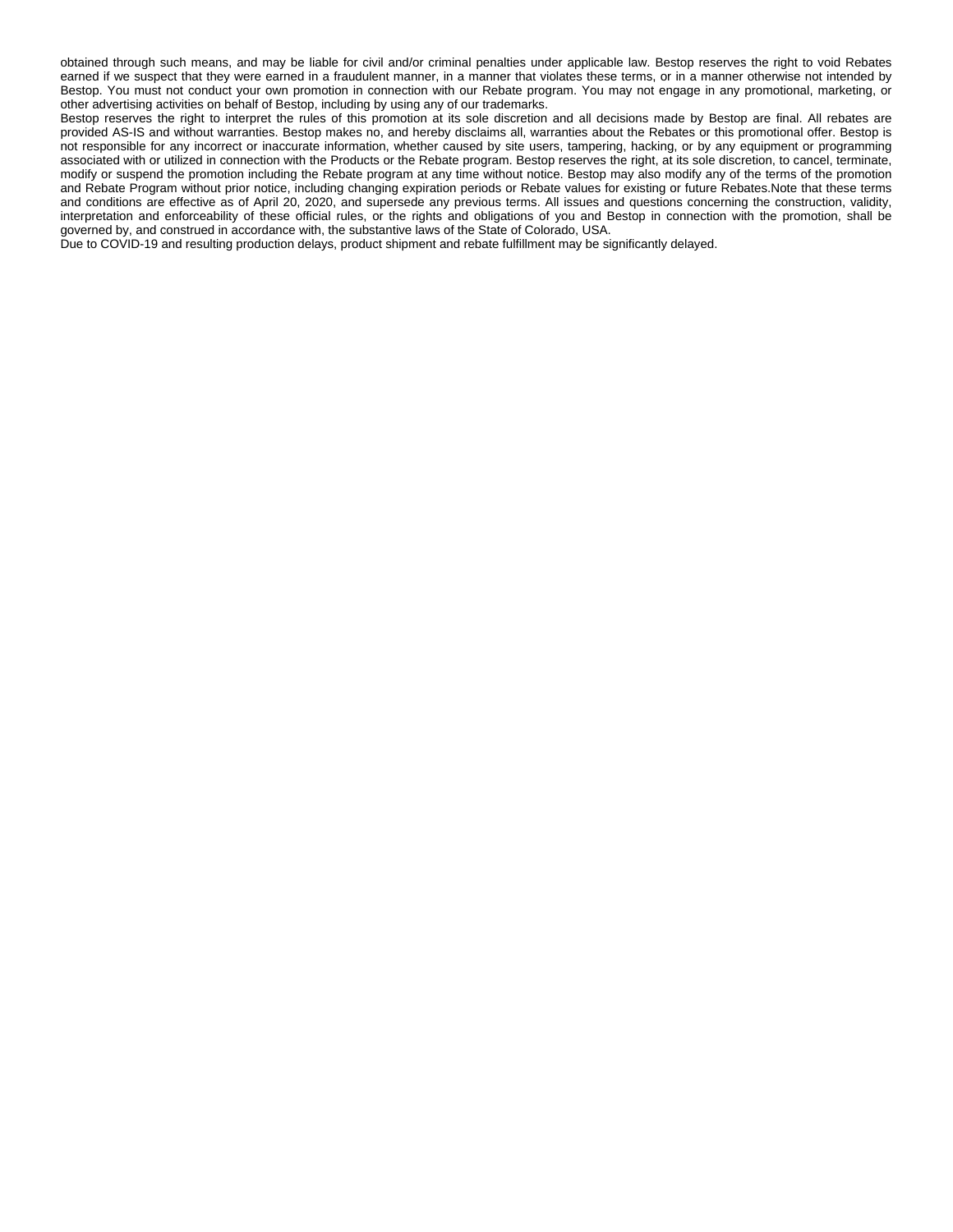obtained through such means, and may be liable for civil and/or criminal penalties under applicable law. Bestop reserves the right to void Rebates earned if we suspect that they were earned in a fraudulent manner, in a manner that violates these terms, or in a manner otherwise not intended by Bestop. You must not conduct your own promotion in connection with our Rebate program. You may not engage in any promotional, marketing, or other advertising activities on behalf of Bestop, including by using any of our trademarks.

Bestop reserves the right to interpret the rules of this promotion at its sole discretion and all decisions made by Bestop are final. All rebates are provided AS-IS and without warranties. Bestop makes no, and hereby disclaims all, warranties about the Rebates or this promotional offer. Bestop is not responsible for any incorrect or inaccurate information, whether caused by site users, tampering, hacking, or by any equipment or programming associated with or utilized in connection with the Products or the Rebate program. Bestop reserves the right, at its sole discretion, to cancel, terminate, modify or suspend the promotion including the Rebate program at any time without notice. Bestop may also modify any of the terms of the promotion and Rebate Program without prior notice, including changing expiration periods or Rebate values for existing or future Rebates.Note that these terms and conditions are effective as of April 20, 2020, and supersede any previous terms. All issues and questions concerning the construction, validity, interpretation and enforceability of these official rules, or the rights and obligations of you and Bestop in connection with the promotion, shall be governed by, and construed in accordance with, the substantive laws of the State of Colorado, USA.

Due to COVID-19 and resulting production delays, product shipment and rebate fulfillment may be significantly delayed.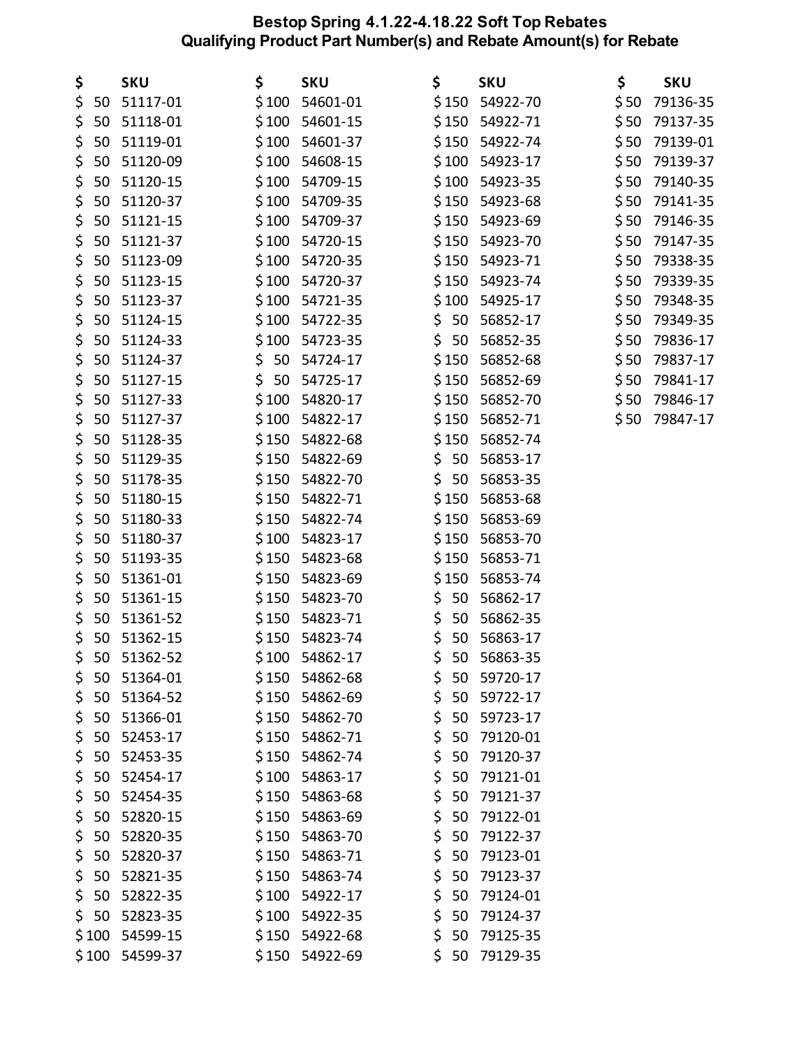**Bestop Spring 4.1.22-4.18.22 Soft Top Rebates**
**Qualifying Product Part Number(s) and Rebate Amount(s) for Rebate**

| $ | SKU | $ | SKU | $ | SKU | $ | SKU |
|---|---|---|---|---|---|---|---|
| $ 50 | 51117-01 | $ 100 | 54601-01 | $ 150 | 54922-70 | $ 50 | 79136-35 |
| $ 50 | 51118-01 | $ 100 | 54601-15 | $ 150 | 54922-71 | $ 50 | 79137-35 |
| $ 50 | 51119-01 | $ 100 | 54601-37 | $ 150 | 54922-74 | $ 50 | 79139-01 |
| $ 50 | 51120-09 | $ 100 | 54608-15 | $ 100 | 54923-17 | $ 50 | 79139-37 |
| $ 50 | 51120-15 | $ 100 | 54709-15 | $ 100 | 54923-35 | $ 50 | 79140-35 |
| $ 50 | 51120-37 | $ 100 | 54709-35 | $ 150 | 54923-68 | $ 50 | 79141-35 |
| $ 50 | 51121-15 | $ 100 | 54709-37 | $ 150 | 54923-69 | $ 50 | 79146-35 |
| $ 50 | 51121-37 | $ 100 | 54720-15 | $ 150 | 54923-70 | $ 50 | 79147-35 |
| $ 50 | 51123-09 | $ 100 | 54720-35 | $ 150 | 54923-71 | $ 50 | 79338-35 |
| $ 50 | 51123-15 | $ 100 | 54720-37 | $ 150 | 54923-74 | $ 50 | 79339-35 |
| $ 50 | 51123-37 | $ 100 | 54721-35 | $ 100 | 54925-17 | $ 50 | 79348-35 |
| $ 50 | 51124-15 | $ 100 | 54722-35 | $ 50 | 56852-17 | $ 50 | 79349-35 |
| $ 50 | 51124-33 | $ 100 | 54723-35 | $ 50 | 56852-35 | $ 50 | 79836-17 |
| $ 50 | 51124-37 | $ 50 | 54724-17 | $ 150 | 56852-68 | $ 50 | 79837-17 |
| $ 50 | 51127-15 | $ 50 | 54725-17 | $ 150 | 56852-69 | $ 50 | 79841-17 |
| $ 50 | 51127-33 | $ 100 | 54820-17 | $ 150 | 56852-70 | $ 50 | 79846-17 |
| $ 50 | 51127-37 | $ 100 | 54822-17 | $ 150 | 56852-71 | $ 50 | 79847-17 |
| $ 50 | 51128-35 | $ 150 | 54822-68 | $ 150 | 56852-74 | | |
| $ 50 | 51129-35 | $ 150 | 54822-69 | $ 50 | 56853-17 | | |
| $ 50 | 51178-35 | $ 150 | 54822-70 | $ 50 | 56853-35 | | |
| $ 50 | 51180-15 | $ 150 | 54822-71 | $ 150 | 56853-68 | | |
| $ 50 | 51180-33 | $ 150 | 54822-74 | $ 150 | 56853-69 | | |
| $ 50 | 51180-37 | $ 100 | 54823-17 | $ 150 | 56853-70 | | |
| $ 50 | 51193-35 | $ 150 | 54823-68 | $ 150 | 56853-71 | | |
| $ 50 | 51361-01 | $ 150 | 54823-69 | $ 150 | 56853-74 | | |
| $ 50 | 51361-15 | $ 150 | 54823-70 | $ 50 | 56862-17 | | |
| $ 50 | 51361-52 | $ 150 | 54823-71 | $ 50 | 56862-35 | | |
| $ 50 | 51362-15 | $ 150 | 54823-74 | $ 50 | 56863-17 | | |
| $ 50 | 51362-52 | $ 100 | 54862-17 | $ 50 | 56863-35 | | |
| $ 50 | 51364-01 | $ 150 | 54862-68 | $ 50 | 59720-17 | | |
| $ 50 | 51364-52 | $ 150 | 54862-69 | $ 50 | 59722-17 | | |
| $ 50 | 51366-01 | $ 150 | 54862-70 | $ 50 | 59723-17 | | |
| $ 50 | 52453-17 | $ 150 | 54862-71 | $ 50 | 79120-01 | | |
| $ 50 | 52453-35 | $ 150 | 54862-74 | $ 50 | 79120-37 | | |
| $ 50 | 52454-17 | $ 100 | 54863-17 | $ 50 | 79121-01 | | |
| $ 50 | 52454-35 | $ 150 | 54863-68 | $ 50 | 79121-37 | | |
| $ 50 | 52820-15 | $ 150 | 54863-69 | $ 50 | 79122-01 | | |
| $ 50 | 52820-35 | $ 150 | 54863-70 | $ 50 | 79122-37 | | |
| $ 50 | 52820-37 | $ 150 | 54863-71 | $ 50 | 79123-01 | | |
| $ 50 | 52821-35 | $ 150 | 54863-74 | $ 50 | 79123-37 | | |
| $ 50 | 52822-35 | $ 100 | 54922-17 | $ 50 | 79124-01 | | |
| $ 50 | 52823-35 | $ 100 | 54922-35 | $ 50 | 79124-37 | | |
| $ 100 | 54599-15 | $ 150 | 54922-68 | $ 50 | 79125-35 | | |
| $ 100 | 54599-37 | $ 150 | 54922-69 | $ 50 | 79129-35 | | |